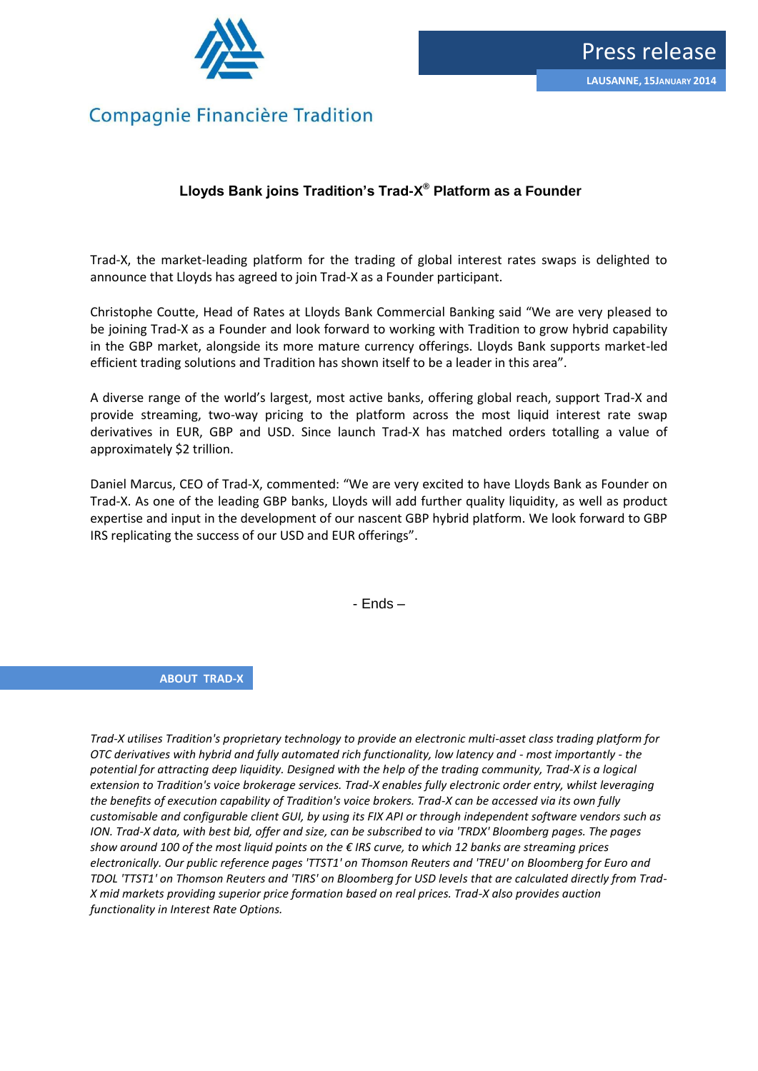Compagnie Financière Tradition

# Press release

**LAUSANNE, 15JANUARY 2014**

## Lloyds Bank joins Tradition's Trad-X® Platform as a Founder

Trad-X, the market-leading platform for the trading of global interest rates swaps is delighted to announce that Lloyds has agreed to join Trad-X as a Founder participant.

Christophe Coutte, Head of Rates at Lloyds Bank Commercial Banking said "We are very pleased to be joining Trad-X as a Founder and look forward to working with Tradition to grow hybrid capability in the GBP market, alongside its more mature currency offerings. Lloyds Bank supports market-led efficient trading solutions and Tradition has shown itself to be a leader in this area".

A diverse range of the world's largest, most active banks, offering global reach, support Trad-X and provide streaming, two-way pricing to the platform across the most liquid interest rate swap derivatives in EUR, GBP and USD. Since launch Trad-X has matched orders totalling a value of approximately $2 trillion.

Daniel Marcus, CEO of Trad-X, commented: "We are very excited to have Lloyds Bank as Founder on Trad-X. As one of the leading GBP banks, Lloyds will add further quality liquidity, as well as product expertise and input in the development of our nascent GBP hybrid platform. We look forward to GBP IRS replicating the success of our USD and EUR offerings".

\- Ends –

### ABOUT TRAD-X

*Trad-X utilises Tradition's proprietary technology to provide an electronic multi-asset class trading platform for OTC derivatives with hybrid and fully automated rich functionality, low latency and - most importantly - the potential for attracting deep liquidity. Designed with the help of the trading community, Trad-X is a logical extension to Tradition's voice brokerage services. Trad-X enables fully electronic order entry, whilst leveraging the benefits of execution capability of Tradition's voice brokers. Trad-X can be accessed via its own fully customisable and configurable client GUI, by using its FIX API or through independent software vendors such as ION. Trad-X data, with best bid, offer and size, can be subscribed to via 'TRDX' Bloomberg pages. The pages show around 100 of the most liquid points on the € IRS curve, to which 12 banks are streaming prices electronically. Our public reference pages 'TTST1' on Thomson Reuters and 'TREU' on Bloomberg for Euro and TDOL 'TTST1' on Thomson Reuters and 'TIRS' on Bloomberg for USD levels that are calculated directly from Trad-X mid markets providing superior price formation based on real prices. Trad-X also provides auction functionality in Interest Rate Options.*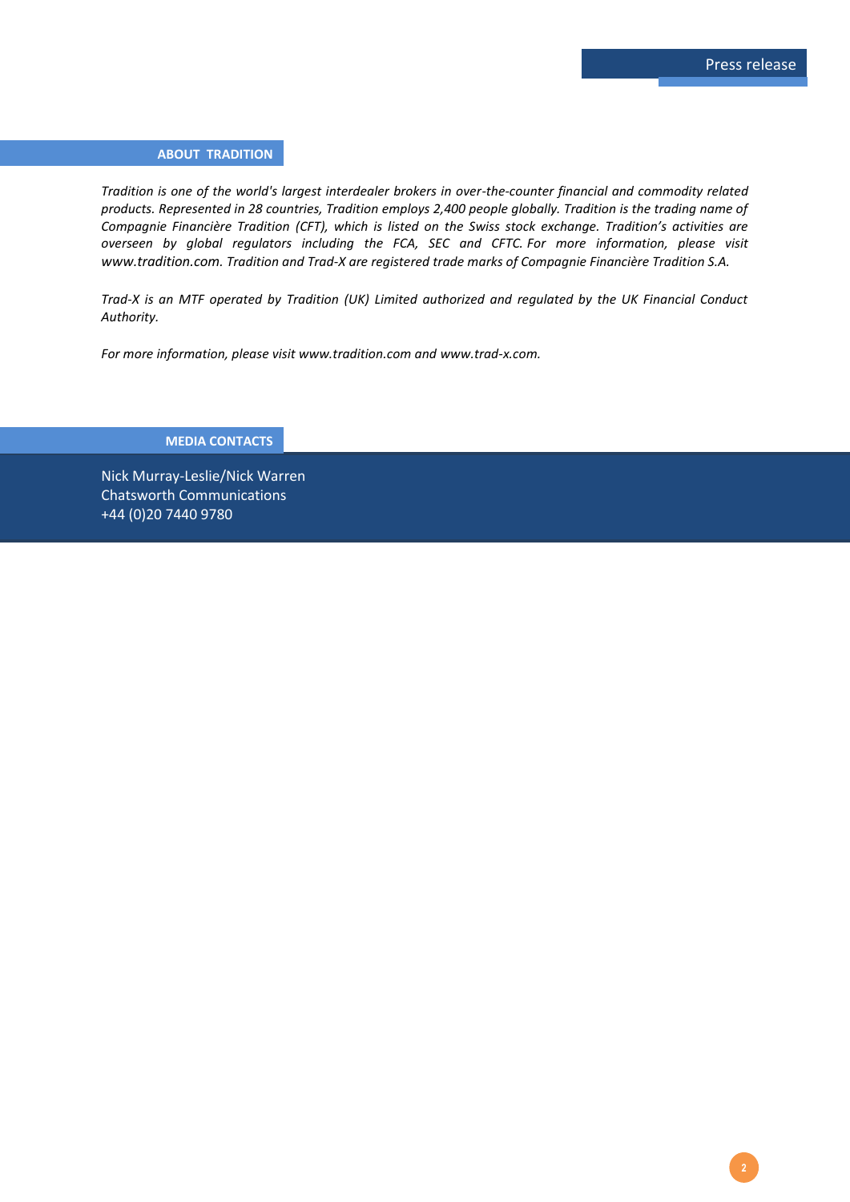## ABOUT TRADITION

*Tradition is one of the world's largest interdealer brokers in over-the-counter financial and commodity related products. Represented in 28 countries, Tradition employs 2,400 people globally. Tradition is the trading name of Compagnie Financière Tradition (CFT), which is listed on the Swiss stock exchange. Tradition's activities are overseen by global regulators including the FCA, SEC and CFTC. For more information, please visit www.tradition.com. Tradition and Trad-X are registered trade marks of Compagnie Financière Tradition S.A.*

*Trad-X is an MTF operated by Tradition (UK) Limited authorized and regulated by the UK Financial Conduct Authority.*

*For more information, please visit www.tradition.com and www.trad-x.com.*

## MEDIA CONTACTS

Nick Murray-Leslie/Nick Warren
Chatsworth Communications
+44 (0)20 7440 9780